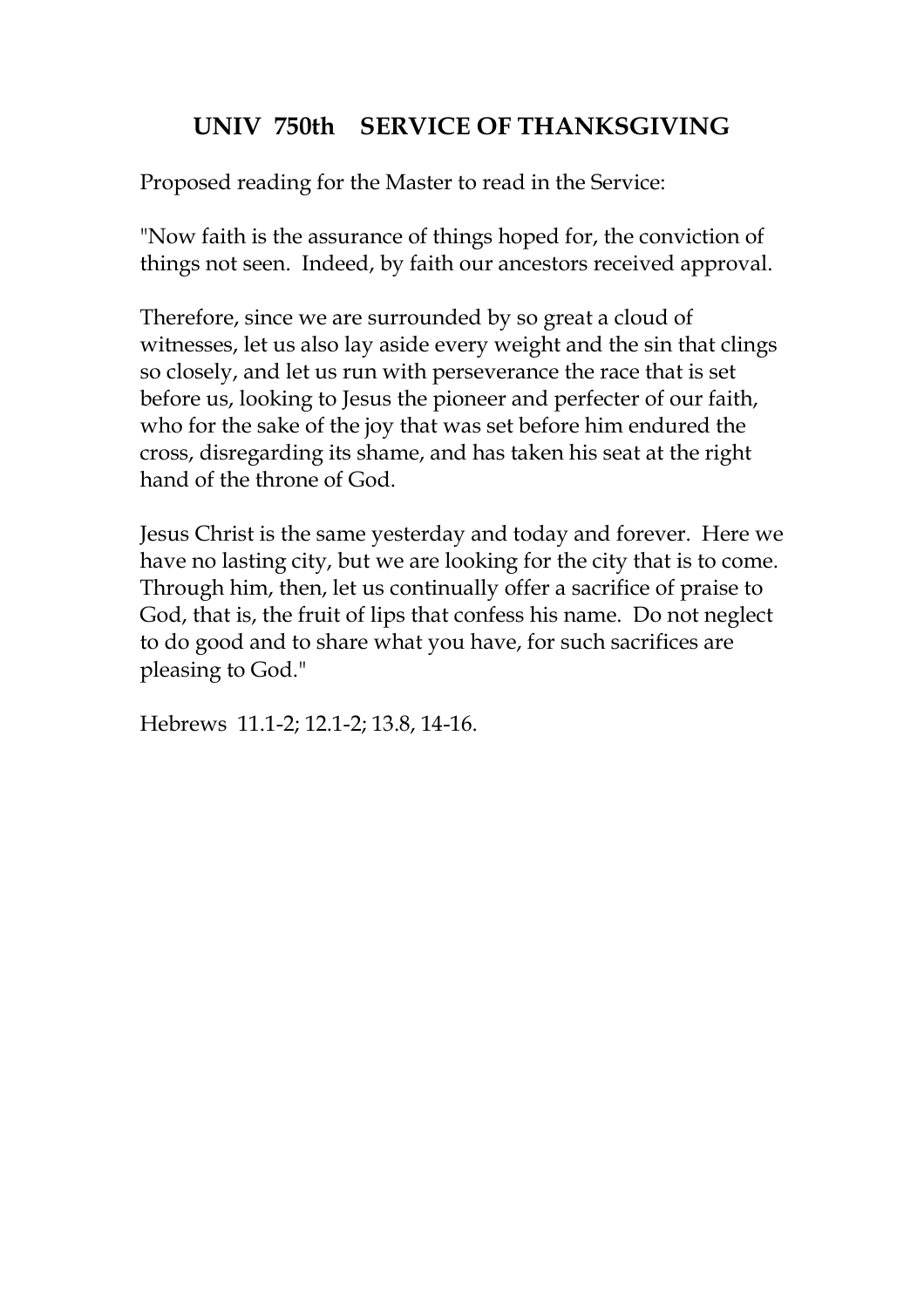# UNIV 750th SERVICE OF THANKSGIVING

Proposed reading for the Master to read in the Service:

"Now faith is the assurance of things hoped for, the conviction of things not seen. Indeed, by faith our ancestors received approval.

Therefore, since we are surrounded by so great a cloud of witnesses, let us also lay aside every weight and the sin that clings so closely, and let us run with perseverance the race that is set before us, looking to Jesus the pioneer and perfecter of our faith, who for the sake of the joy that was set before him endured the cross, disregarding its shame, and has taken his seat at the right hand of the throne of God.

Jesus Christ is the same yesterday and today and forever. Here we have no lasting city, but we are looking for the city that is to come. Through him, then, let us continually offer a sacrifice of praise to God, that is, the fruit of lips that confess his name. Do not neglect to do good and to share what you have, for such sacrifices are pleasing to God."

Hebrews 11.1-2; 12.1-2; 13.8, 14-16.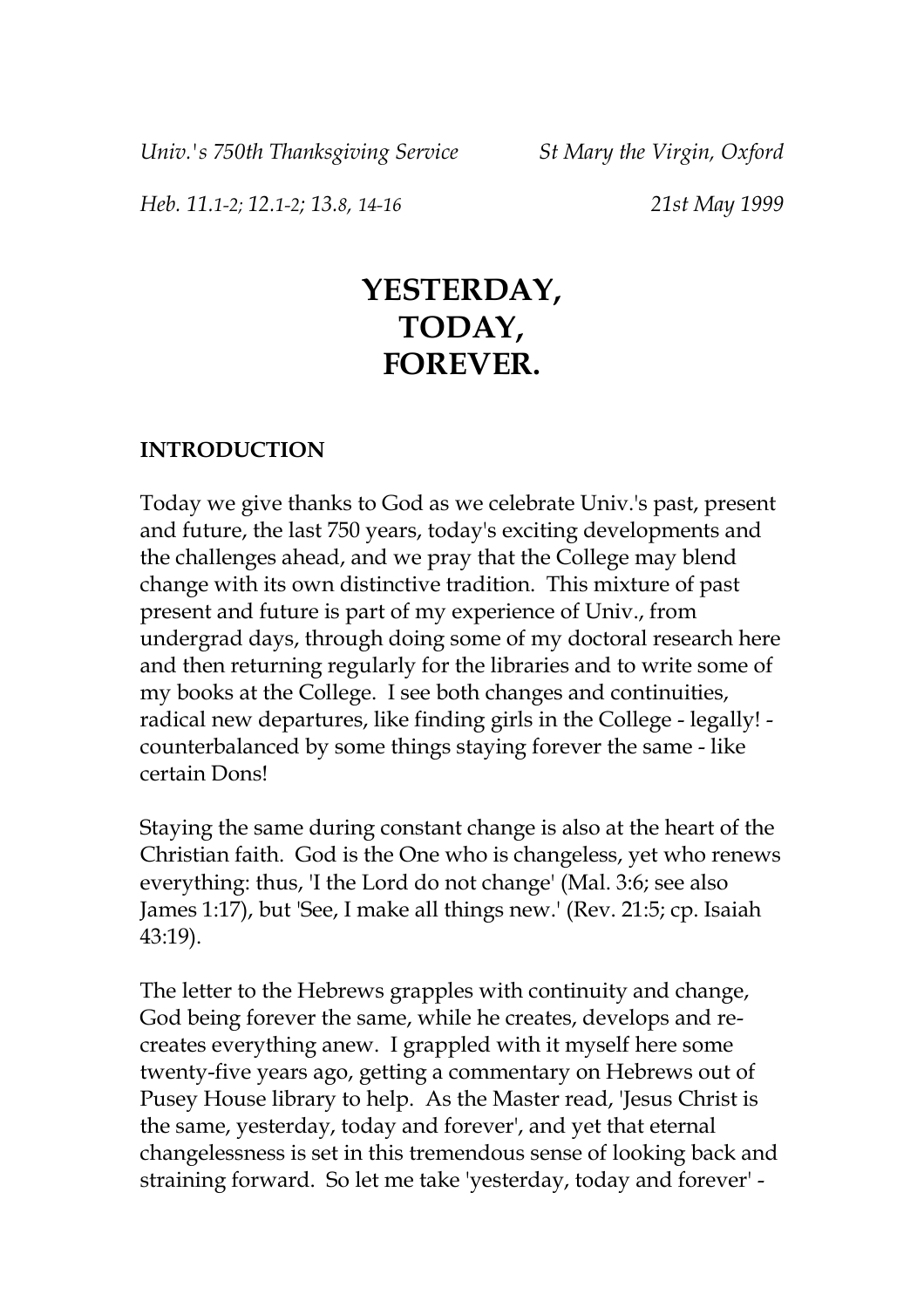*Univ.'s 750th Thanksgiving Service* *St Mary the Virgin, Oxford*

*Heb. 11.1-2; 12.1-2; 13.8, 14-16* *21st May 1999*

# YESTERDAY, TODAY, FOREVER.

## INTRODUCTION

Today we give thanks to God as we celebrate Univ.'s past, present and future, the last 750 years, today's exciting developments and the challenges ahead, and we pray that the College may blend change with its own distinctive tradition. This mixture of past present and future is part of my experience of Univ., from undergrad days, through doing some of my doctoral research here and then returning regularly for the libraries and to write some of my books at the College. I see both changes and continuities, radical new departures, like finding girls in the College - legally! - counterbalanced by some things staying forever the same - like certain Dons!

Staying the same during constant change is also at the heart of the Christian faith. God is the One who is changeless, yet who renews everything: thus, 'I the Lord do not change' (Mal. 3:6; see also James 1:17), but 'See, I make all things new.' (Rev. 21:5; cp. Isaiah 43:19).

The letter to the Hebrews grapples with continuity and change, God being forever the same, while he creates, develops and re-creates everything anew. I grappled with it myself here some twenty-five years ago, getting a commentary on Hebrews out of Pusey House library to help. As the Master read, 'Jesus Christ is the same, yesterday, today and forever', and yet that eternal changelessness is set in this tremendous sense of looking back and straining forward. So let me take 'yesterday, today and forever' -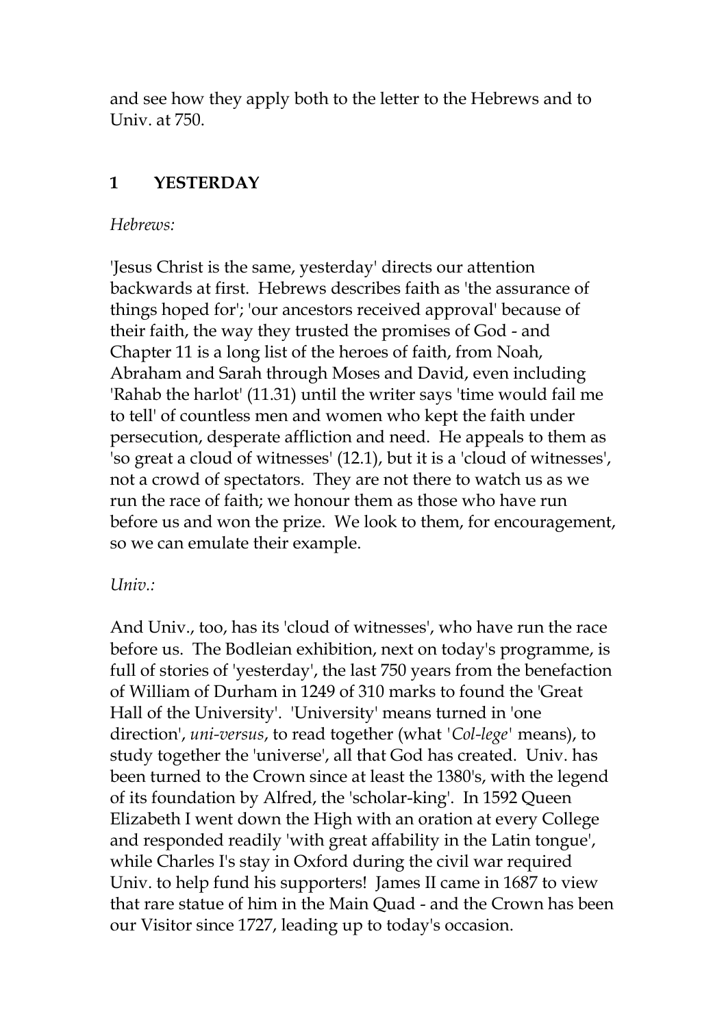and see how they apply both to the letter to the Hebrews and to Univ. at 750.

## 1 YESTERDAY

*Hebrews:*

'Jesus Christ is the same, yesterday' directs our attention backwards at first. Hebrews describes faith as 'the assurance of things hoped for'; 'our ancestors received approval' because of their faith, the way they trusted the promises of God - and Chapter 11 is a long list of the heroes of faith, from Noah, Abraham and Sarah through Moses and David, even including 'Rahab the harlot' (11.31) until the writer says 'time would fail me to tell' of countless men and women who kept the faith under persecution, desperate affliction and need. He appeals to them as 'so great a cloud of witnesses' (12.1), but it is a 'cloud of witnesses', not a crowd of spectators. They are not there to watch us as we run the race of faith; we honour them as those who have run before us and won the prize. We look to them, for encouragement, so we can emulate their example.

*Univ.:*

And Univ., too, has its 'cloud of witnesses', who have run the race before us. The Bodleian exhibition, next on today's programme, is full of stories of 'yesterday', the last 750 years from the benefaction of William of Durham in 1249 of 310 marks to found the 'Great Hall of the University'. 'University' means turned in 'one direction', *uni-versus*, to read together (what '*Col-lege*' means), to study together the 'universe', all that God has created. Univ. has been turned to the Crown since at least the 1380's, with the legend of its foundation by Alfred, the 'scholar-king'. In 1592 Queen Elizabeth I went down the High with an oration at every College and responded readily 'with great affability in the Latin tongue', while Charles I's stay in Oxford during the civil war required Univ. to help fund his supporters! James II came in 1687 to view that rare statue of him in the Main Quad - and the Crown has been our Visitor since 1727, leading up to today's occasion.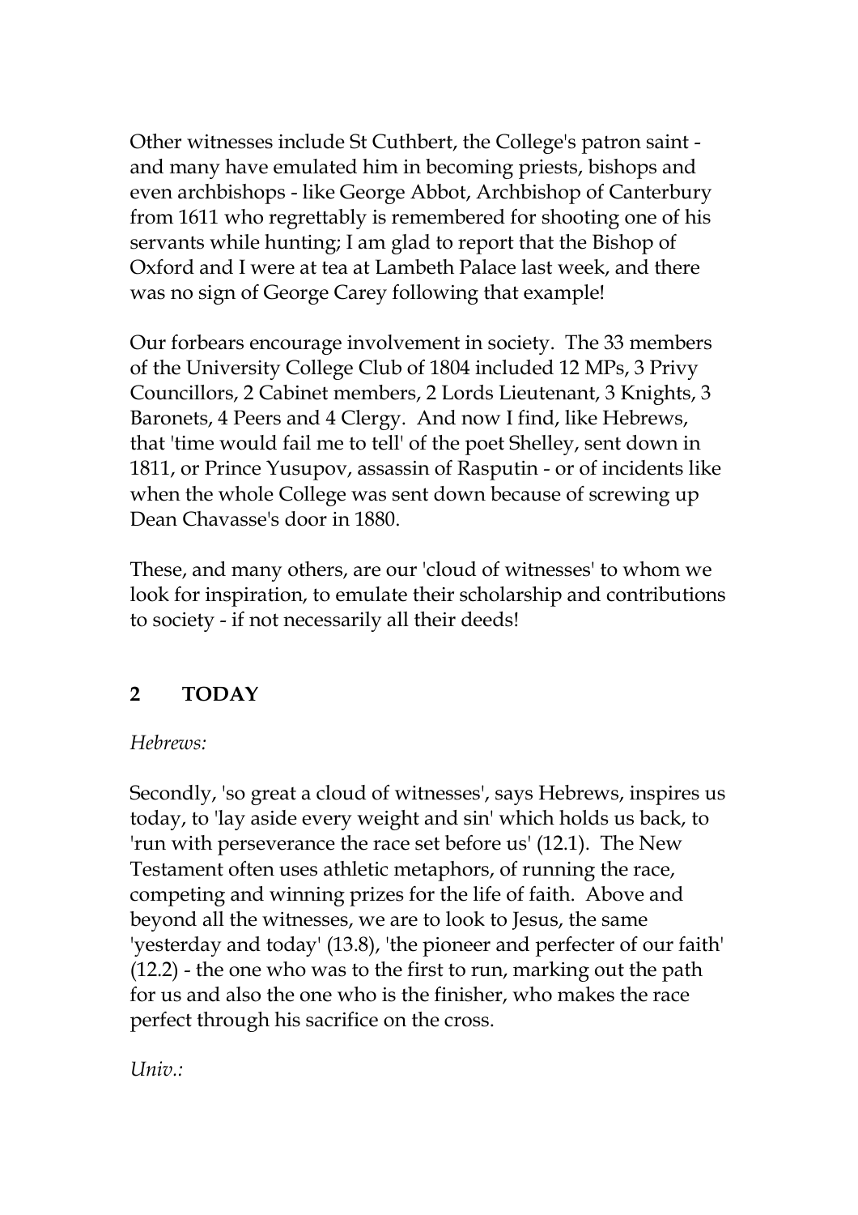Other witnesses include St Cuthbert, the College's patron saint - and many have emulated him in becoming priests, bishops and even archbishops - like George Abbot, Archbishop of Canterbury from 1611 who regrettably is remembered for shooting one of his servants while hunting; I am glad to report that the Bishop of Oxford and I were at tea at Lambeth Palace last week, and there was no sign of George Carey following that example!

Our forbears encourage involvement in society. The 33 members of the University College Club of 1804 included 12 MPs, 3 Privy Councillors, 2 Cabinet members, 2 Lords Lieutenant, 3 Knights, 3 Baronets, 4 Peers and 4 Clergy. And now I find, like Hebrews, that 'time would fail me to tell' of the poet Shelley, sent down in 1811, or Prince Yusupov, assassin of Rasputin - or of incidents like when the whole College was sent down because of screwing up Dean Chavasse's door in 1880.

These, and many others, are our 'cloud of witnesses' to whom we look for inspiration, to emulate their scholarship and contributions to society - if not necessarily all their deeds!

## 2 TODAY

*Hebrews:*

Secondly, 'so great a cloud of witnesses', says Hebrews, inspires us today, to 'lay aside every weight and sin' which holds us back, to 'run with perseverance the race set before us' (12.1). The New Testament often uses athletic metaphors, of running the race, competing and winning prizes for the life of faith. Above and beyond all the witnesses, we are to look to Jesus, the same 'yesterday and today' (13.8), 'the pioneer and perfecter of our faith' (12.2) - the one who was to the first to run, marking out the path for us and also the one who is the finisher, who makes the race perfect through his sacrifice on the cross.

*Univ.:*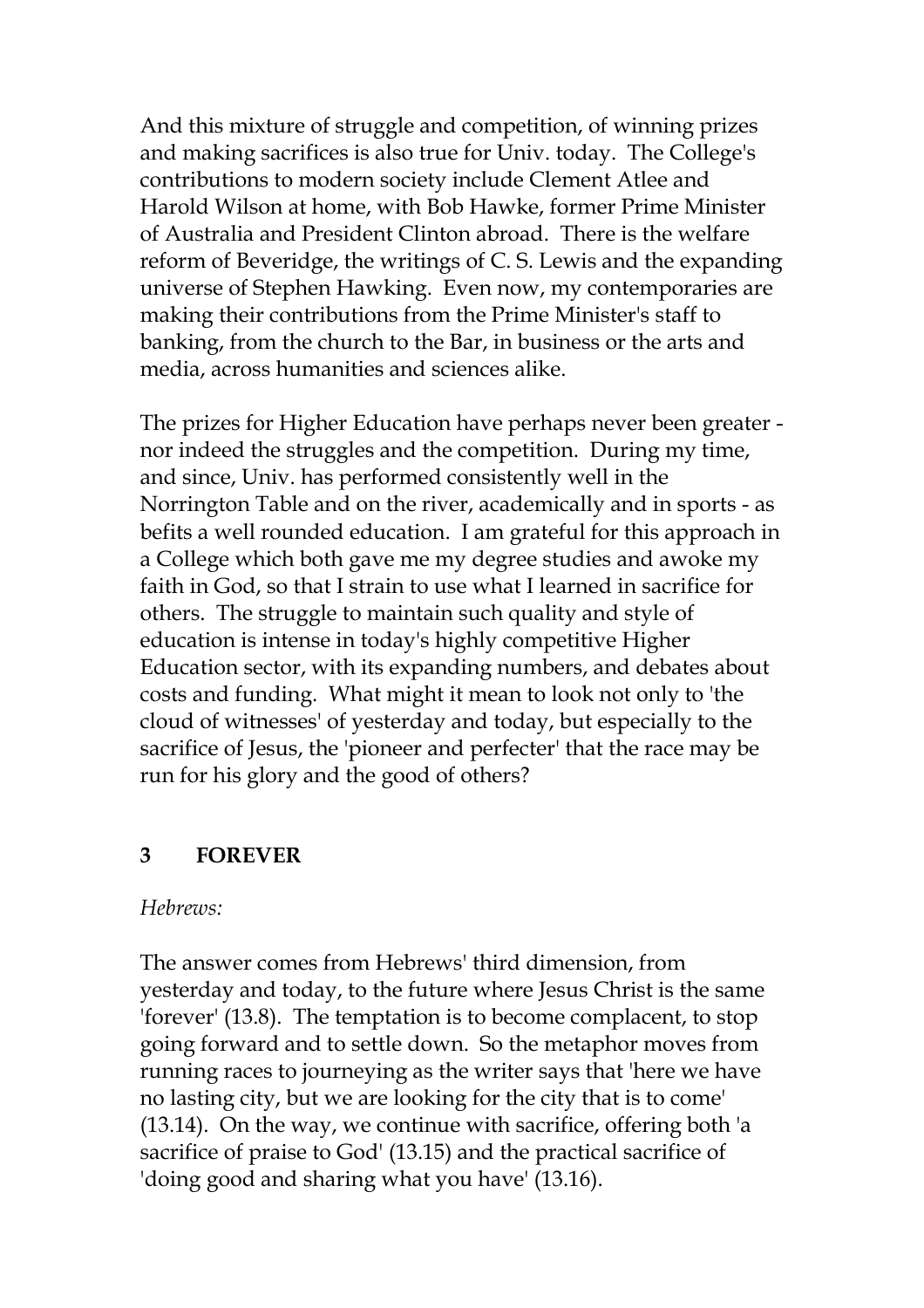And this mixture of struggle and competition, of winning prizes and making sacrifices is also true for Univ. today. The College's contributions to modern society include Clement Atlee and Harold Wilson at home, with Bob Hawke, former Prime Minister of Australia and President Clinton abroad. There is the welfare reform of Beveridge, the writings of C. S. Lewis and the expanding universe of Stephen Hawking. Even now, my contemporaries are making their contributions from the Prime Minister's staff to banking, from the church to the Bar, in business or the arts and media, across humanities and sciences alike.

The prizes for Higher Education have perhaps never been greater - nor indeed the struggles and the competition. During my time, and since, Univ. has performed consistently well in the Norrington Table and on the river, academically and in sports - as befits a well rounded education. I am grateful for this approach in a College which both gave me my degree studies and awoke my faith in God, so that I strain to use what I learned in sacrifice for others. The struggle to maintain such quality and style of education is intense in today's highly competitive Higher Education sector, with its expanding numbers, and debates about costs and funding. What might it mean to look not only to 'the cloud of witnesses' of yesterday and today, but especially to the sacrifice of Jesus, the 'pioneer and perfecter' that the race may be run for his glory and the good of others?

## 3 FOREVER

*Hebrews:*

The answer comes from Hebrews' third dimension, from yesterday and today, to the future where Jesus Christ is the same 'forever' (13.8). The temptation is to become complacent, to stop going forward and to settle down. So the metaphor moves from running races to journeying as the writer says that 'here we have no lasting city, but we are looking for the city that is to come' (13.14). On the way, we continue with sacrifice, offering both 'a sacrifice of praise to God' (13.15) and the practical sacrifice of 'doing good and sharing what you have' (13.16).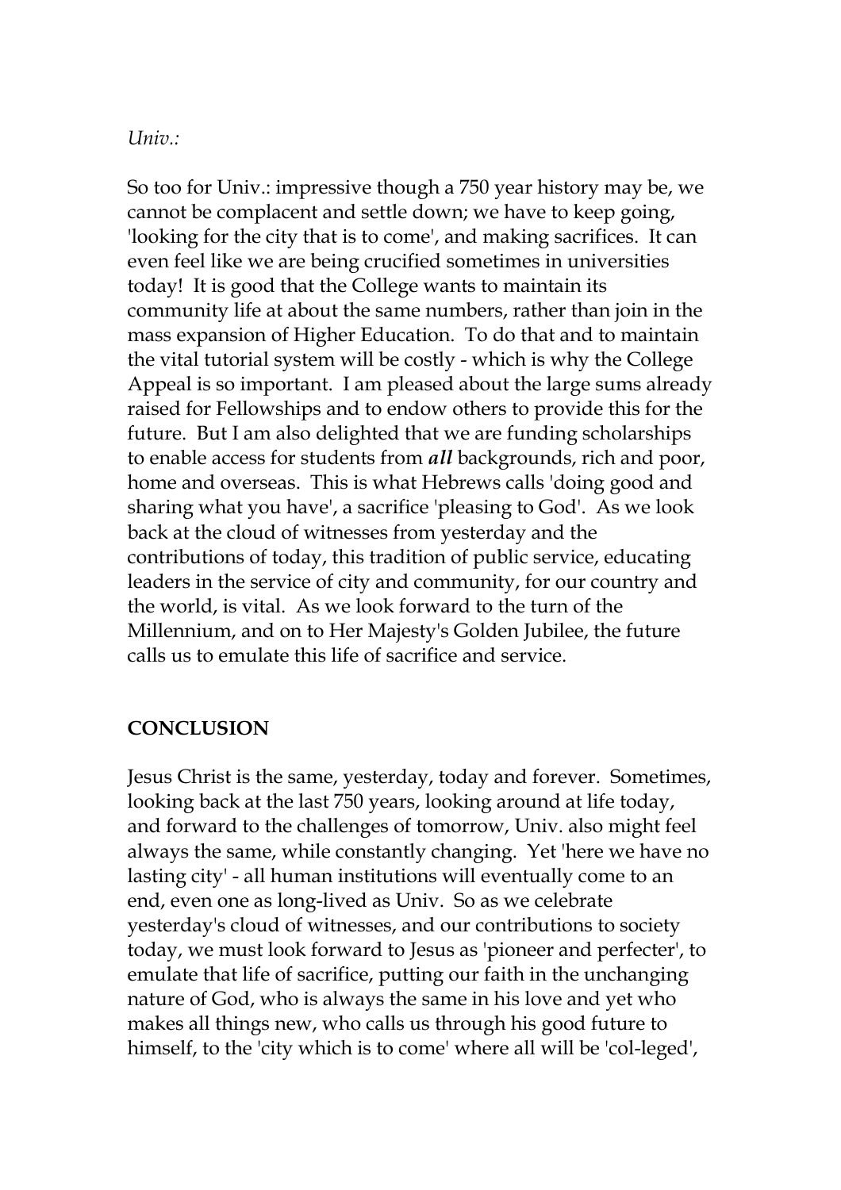*Univ.:*

So too for Univ.: impressive though a 750 year history may be, we cannot be complacent and settle down; we have to keep going, 'looking for the city that is to come', and making sacrifices. It can even feel like we are being crucified sometimes in universities today! It is good that the College wants to maintain its community life at about the same numbers, rather than join in the mass expansion of Higher Education. To do that and to maintain the vital tutorial system will be costly - which is why the College Appeal is so important. I am pleased about the large sums already raised for Fellowships and to endow others to provide this for the future. But I am also delighted that we are funding scholarships to enable access for students from ***all*** backgrounds, rich and poor, home and overseas. This is what Hebrews calls 'doing good and sharing what you have', a sacrifice 'pleasing to God'. As we look back at the cloud of witnesses from yesterday and the contributions of today, this tradition of public service, educating leaders in the service of city and community, for our country and the world, is vital. As we look forward to the turn of the Millennium, and on to Her Majesty's Golden Jubilee, the future calls us to emulate this life of sacrifice and service.

**CONCLUSION**

Jesus Christ is the same, yesterday, today and forever. Sometimes, looking back at the last 750 years, looking around at life today, and forward to the challenges of tomorrow, Univ. also might feel always the same, while constantly changing. Yet 'here we have no lasting city' - all human institutions will eventually come to an end, even one as long-lived as Univ. So as we celebrate yesterday's cloud of witnesses, and our contributions to society today, we must look forward to Jesus as 'pioneer and perfecter', to emulate that life of sacrifice, putting our faith in the unchanging nature of God, who is always the same in his love and yet who makes all things new, who calls us through his good future to himself, to the 'city which is to come' where all will be 'col-leged',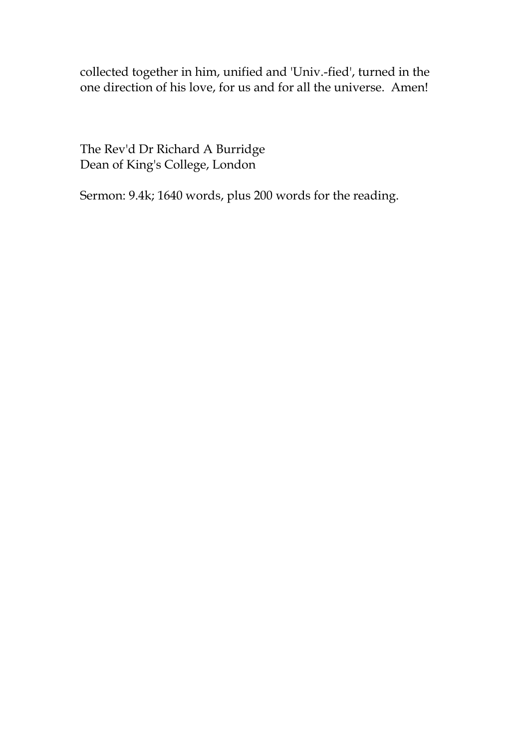collected together in him, unified and 'Univ.-fied', turned in the one direction of his love, for us and for all the universe. Amen!

The Rev'd Dr Richard A Burridge
Dean of King's College, London

Sermon: 9.4k; 1640 words, plus 200 words for the reading.